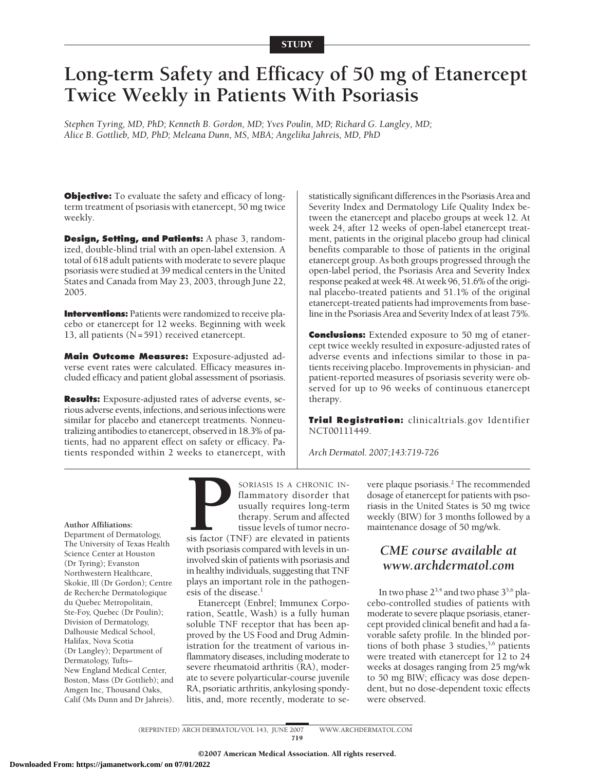STUDY

# Long-term Safety and Efficacy of 50 mg of Etanercept Twice Weekly in Patients With Psoriasis

*Stephen Tyring, MD, PhD; Kenneth B. Gordon, MD; Yves Poulin, MD; Richard G. Langley, MD; Alice B. Gottlieb, MD, PhD; Meleana Dunn, MS, MBA; Angelika Jahreis, MD, PhD*

**Objective:** To evaluate the safety and efficacy of long-term treatment of psoriasis with etanercept, 50 mg twice weekly.

**Design, Setting, and Patients:** A phase 3, randomized, double-blind trial with an open-label extension. A total of 618 adult patients with moderate to severe plaque psoriasis were studied at 39 medical centers in the United States and Canada from May 23, 2003, through June 22, 2005.

**Interventions:** Patients were randomized to receive placebo or etanercept for 12 weeks. Beginning with week 13, all patients (N=591) received etanercept.

**Main Outcome Measures:** Exposure-adjusted adverse event rates were calculated. Efficacy measures included efficacy and patient global assessment of psoriasis.

**Results:** Exposure-adjusted rates of adverse events, serious adverse events, infections, and serious infections were similar for placebo and etanercept treatments. Nonneutralizing antibodies to etanercept, observed in 18.3% of patients, had no apparent effect on safety or efficacy. Patients responded within 2 weeks to etanercept, with statistically significant differences in the Psoriasis Area and Severity Index and Dermatology Life Quality Index between the etanercept and placebo groups at week 12. At week 24, after 12 weeks of open-label etanercept treatment, patients in the original placebo group had clinical benefits comparable to those of patients in the original etanercept group. As both groups progressed through the open-label period, the Psoriasis Area and Severity Index response peaked at week 48. At week 96, 51.6% of the original placebo-treated patients and 51.1% of the original etanercept-treated patients had improvements from baseline in the Psoriasis Area and Severity Index of at least 75%.

**Conclusions:** Extended exposure to 50 mg of etanercept twice weekly resulted in exposure-adjusted rates of adverse events and infections similar to those in patients receiving placebo. Improvements in physician- and patient-reported measures of psoriasis severity were observed for up to 96 weeks of continuous etanercept therapy.

**Trial Registration:** clinicaltrials.gov Identifier NCT00111449.

*Arch Dermatol. 2007;143:719-726*

**Author Affiliations:** Department of Dermatology, The University of Texas Health Science Center at Houston (Dr Tyring); Evanston Northwestern Healthcare, Skokie, Ill (Dr Gordon); Centre de Recherche Dermatologique du Quebec Metropolitain, Ste-Foy, Quebec (Dr Poulin); Division of Dermatology, Dalhousie Medical School, Halifax, Nova Scotia (Dr Langley); Department of Dermatology, Tufts–New England Medical Center, Boston, Mass (Dr Gottlieb); and Amgen Inc, Thousand Oaks, Calif (Ms Dunn and Dr Jahreis).

PSORIASIS IS A CHRONIC INflammatory disorder that usually requires long-term therapy. Serum and affected tissue levels of tumor necrosis factor (TNF) are elevated in patients with psoriasis compared with levels in uninvolved skin of patients with psoriasis and in healthy individuals, suggesting that TNF plays an important role in the pathogenesis of the disease.[1]

Etanercept (Enbrel; Immunex Corporation, Seattle, Wash) is a fully human soluble TNF receptor that has been approved by the US Food and Drug Administration for the treatment of various inflammatory diseases, including moderate to severe rheumatoid arthritis (RA), moderate to severe polyarticular-course juvenile RA, psoriatic arthritis, ankylosing spondylitis, and, more recently, moderate to severe plaque psoriasis.[2] The recommended dosage of etanercept for patients with psoriasis in the United States is 50 mg twice weekly (BIW) for 3 months followed by a maintenance dosage of 50 mg/wk.

*CME course available at www.archdermatol.com*

In two phase 2[3,4] and two phase 3[5,6] placebo-controlled studies of patients with moderate to severe plaque psoriasis, etanercept provided clinical benefit and had a favorable safety profile. In the blinded portions of both phase 3 studies,[5,6] patients were treated with etanercept for 12 to 24 weeks at dosages ranging from 25 mg/wk to 50 mg BIW; efficacy was dose dependent, but no dose-dependent toxic effects were observed.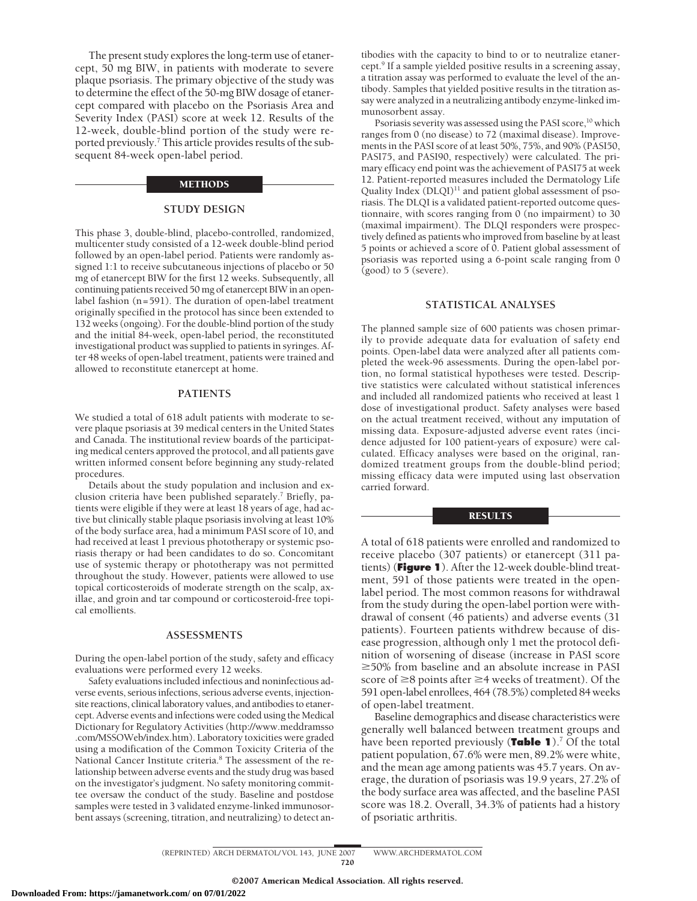The present study explores the long-term use of etanercept, 50 mg BIW, in patients with moderate to severe plaque psoriasis. The primary objective of the study was to determine the effect of the 50-mg BIW dosage of etanercept compared with placebo on the Psoriasis Area and Severity Index (PASI) score at week 12. Results of the 12-week, double-blind portion of the study were reported previously.[7] This article provides results of the subsequent 84-week open-label period.

## METHODS

### STUDY DESIGN

This phase 3, double-blind, placebo-controlled, randomized, multicenter study consisted of a 12-week double-blind period followed by an open-label period. Patients were randomly assigned 1:1 to receive subcutaneous injections of placebo or 50 mg of etanercept BIW for the first 12 weeks. Subsequently, all continuing patients received 50 mg of etanercept BIW in an open-label fashion (n=591). The duration of open-label treatment originally specified in the protocol has since been extended to 132 weeks (ongoing). For the double-blind portion of the study and the initial 84-week, open-label period, the reconstituted investigational product was supplied to patients in syringes. After 48 weeks of open-label treatment, patients were trained and allowed to reconstitute etanercept at home.

### PATIENTS

We studied a total of 618 adult patients with moderate to severe plaque psoriasis at 39 medical centers in the United States and Canada. The institutional review boards of the participating medical centers approved the protocol, and all patients gave written informed consent before beginning any study-related procedures.

Details about the study population and inclusion and exclusion criteria have been published separately.[7] Briefly, patients were eligible if they were at least 18 years of age, had active but clinically stable plaque psoriasis involving at least 10% of the body surface area, had a minimum PASI score of 10, and had received at least 1 previous phototherapy or systemic psoriasis therapy or had been candidates to do so. Concomitant use of systemic therapy or phototherapy was not permitted throughout the study. However, patients were allowed to use topical corticosteroids of moderate strength on the scalp, axillae, and groin and tar compound or corticosteroid-free topical emollients.

### ASSESSMENTS

During the open-label portion of the study, safety and efficacy evaluations were performed every 12 weeks.

Safety evaluations included infectious and noninfectious adverse events, serious infections, serious adverse events, injection-site reactions, clinical laboratory values, and antibodies to etanercept. Adverse events and infections were coded using the Medical Dictionary for Regulatory Activities (http://www.meddramsso.com/MSSOWeb/index.htm). Laboratory toxicities were graded using a modification of the Common Toxicity Criteria of the National Cancer Institute criteria.[8] The assessment of the relationship between adverse events and the study drug was based on the investigator's judgment. No safety monitoring committee oversaw the conduct of the study. Baseline and postdose samples were tested in 3 validated enzyme-linked immunosorbent assays (screening, titration, and neutralizing) to detect antibodies with the capacity to bind to or to neutralize etanercept.[9] If a sample yielded positive results in a screening assay, a titration assay was performed to evaluate the level of the antibody. Samples that yielded positive results in the titration assay were analyzed in a neutralizing antibody enzyme-linked immunosorbent assay.

Psoriasis severity was assessed using the PASI score,[10] which ranges from 0 (no disease) to 72 (maximal disease). Improvements in the PASI score of at least 50%, 75%, and 90% (PASI50, PASI75, and PASI90, respectively) were calculated. The primary efficacy end point was the achievement of PASI75 at week 12. Patient-reported measures included the Dermatology Life Quality Index (DLQI)[11] and patient global assessment of psoriasis. The DLQI is a validated patient-reported outcome questionnaire, with scores ranging from 0 (no impairment) to 30 (maximal impairment). The DLQI responders were prospectively defined as patients who improved from baseline by at least 5 points or achieved a score of 0. Patient global assessment of psoriasis was reported using a 6-point scale ranging from 0 (good) to 5 (severe).

### STATISTICAL ANALYSES

The planned sample size of 600 patients was chosen primarily to provide adequate data for evaluation of safety end points. Open-label data were analyzed after all patients completed the week-96 assessments. During the open-label portion, no formal statistical hypotheses were tested. Descriptive statistics were calculated without statistical inferences and included all randomized patients who received at least 1 dose of investigational product. Safety analyses were based on the actual treatment received, without any imputation of missing data. Exposure-adjusted adverse event rates (incidence adjusted for 100 patient-years of exposure) were calculated. Efficacy analyses were based on the original, randomized treatment groups from the double-blind period; missing efficacy data were imputed using last observation carried forward.

## RESULTS

A total of 618 patients were enrolled and randomized to receive placebo (307 patients) or etanercept (311 patients) (**Figure 1**). After the 12-week double-blind treatment, 591 of those patients were treated in the open-label period. The most common reasons for withdrawal from the study during the open-label portion were withdrawal of consent (46 patients) and adverse events (31 patients). Fourteen patients withdrew because of disease progression, although only 1 met the protocol definition of worsening of disease (increase in PASI score ≥50% from baseline and an absolute increase in PASI score of ≥8 points after ≥4 weeks of treatment). Of the 591 open-label enrollees, 464 (78.5%) completed 84 weeks of open-label treatment.

Baseline demographics and disease characteristics were generally well balanced between treatment groups and have been reported previously (**Table 1**).[7] Of the total patient population, 67.6% were men, 89.2% were white, and the mean age among patients was 45.7 years. On average, the duration of psoriasis was 19.9 years, 27.2% of the body surface area was affected, and the baseline PASI score was 18.2. Overall, 34.3% of patients had a history of psoriatic arthritis.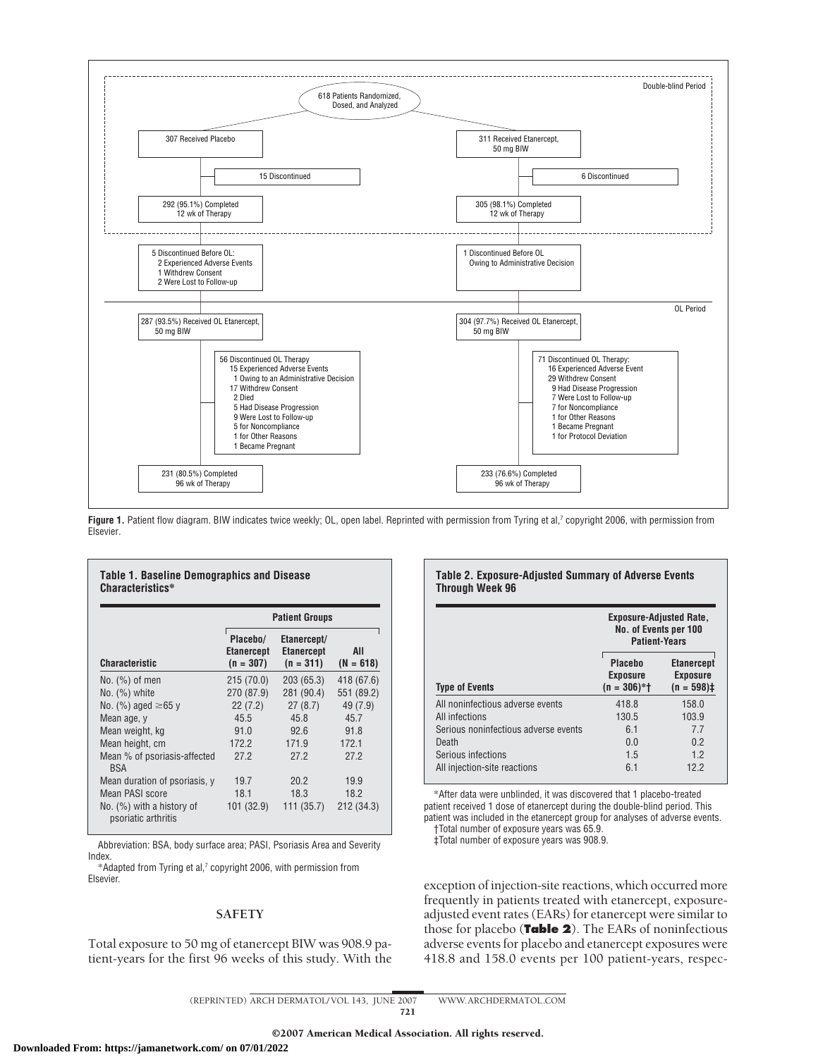Double-blind Period

618 Patients Randomized, Dosed, and Analyzed

- 307 Received Placebo
  - 15 Discontinued
  - 292 (95.1%) Completed 12 wk of Therapy
- 311 Received Etanercept, 50 mg BIW
  - 6 Discontinued
  - 305 (98.1%) Completed 12 wk of Therapy

OL Period

- Placebo arm:
  - 5 Discontinued Before OL:
    - 2 Experienced Adverse Events
    - 1 Withdrew Consent
    - 2 Were Lost to Follow-up
  - 287 (93.5%) Received OL Etanercept, 50 mg BIW
  - 56 Discontinued OL Therapy
    - 15 Experienced Adverse Events
    - 1 Owing to an Administrative Decision
    - 17 Withdrew Consent
    - 2 Died
    - 5 Had Disease Progression
    - 9 Were Lost to Follow-up
    - 5 for Noncompliance
    - 1 for Other Reasons
    - 1 Became Pregnant
  - 231 (80.5%) Completed 96 wk of Therapy
- Etanercept arm:
  - 1 Discontinued Before OL Owing to Administrative Decision
  - 304 (97.7%) Received OL Etanercept, 50 mg BIW
  - 71 Discontinued OL Therapy:
    - 16 Experienced Adverse Event
    - 29 Withdrew Consent
    - 9 Had Disease Progression
    - 7 Were Lost to Follow-up
    - 7 for Noncompliance
    - 1 for Other Reasons
    - 1 Became Pregnant
    - 1 for Protocol Deviation
  - 233 (76.6%) Completed 96 wk of Therapy

**Figure 1.** Patient flow diagram. BIW indicates twice weekly; OL, open label. Reprinted with permission from Tyring et al,[7] copyright 2006, with permission from Elsevier.

**Table 1. Baseline Demographics and Disease Characteristics***

| Characteristic | Placebo/ Etanercept (n = 307) | Etanercept/ Etanercept (n = 311) | All (N = 618) |
|---|---|---|---|
| No. (%) of men | 215 (70.0) | 203 (65.3) | 418 (67.6) |
| No. (%) white | 270 (87.9) | 281 (90.4) | 551 (89.2) |
| No. (%) aged ≥65 y | 22 (7.2) | 27 (8.7) | 49 (7.9) |
| Mean age, y | 45.5 | 45.8 | 45.7 |
| Mean weight, kg | 91.0 | 92.6 | 91.8 |
| Mean height, cm | 172.2 | 171.9 | 172.1 |
| Mean % of psoriasis-affected BSA | 27.2 | 27.2 | 27.2 |
| Mean duration of psoriasis, y | 19.7 | 20.2 | 19.9 |
| Mean PASI score | 18.1 | 18.3 | 18.2 |
| No. (%) with a history of psoriatic arthritis | 101 (32.9) | 111 (35.7) | 212 (34.3) |

Abbreviation: BSA, body surface area; PASI, Psoriasis Area and Severity Index.

*Adapted from Tyring et al,[7] copyright 2006, with permission from Elsevier.

## SAFETY

Total exposure to 50 mg of etanercept BIW was 908.9 patient-years for the first 96 weeks of this study. With the exception of injection-site reactions, which occurred more frequently in patients treated with etanercept, exposure-adjusted event rates (EARs) for etanercept were similar to those for placebo (**Table 2**). The EARs of noninfectious adverse events for placebo and etanercept exposures were 418.8 and 158.0 events per 100 patient-years, respec-

**Table 2. Exposure-Adjusted Summary of Adverse Events Through Week 96**

| | Exposure-Adjusted Rate, No. of Events per 100 Patient-Years | |
|---|---|---|
| Type of Events | Placebo Exposure (n = 306)*† | Etanercept Exposure (n = 598)‡ |
| All noninfectious adverse events | 418.8 | 158.0 |
| All infections | 130.5 | 103.9 |
| Serious noninfectious adverse events | 6.1 | 7.7 |
| Death | 0.0 | 0.2 |
| Serious infections | 1.5 | 1.2 |
| All injection-site reactions | 6.1 | 12.2 |

*After data were unblinded, it was discovered that 1 placebo-treated patient received 1 dose of etanercept during the double-blind period. This patient was included in the etanercept group for analyses of adverse events.

†Total number of exposure years was 65.9.

‡Total number of exposure years was 908.9.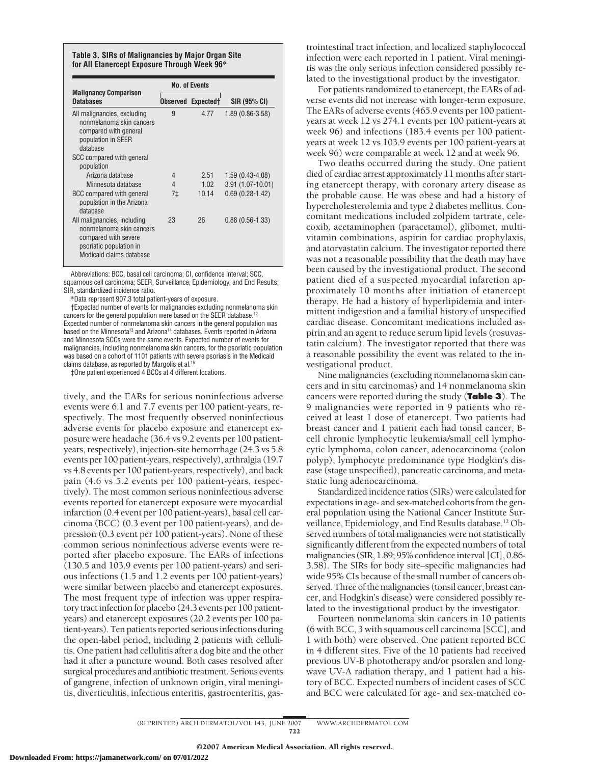**Table 3. SIRs of Malignancies by Major Organ Site for All Etanercept Exposure Through Week 96***

| Malignancy Comparison Databases | No. of Events | | SIR (95% CI) |
|---|---|---|---|
| | Observed | Expected† | |
| All malignancies, excluding nonmelanoma skin cancers compared with general population in SEER database | 9 | 4.77 | 1.89 (0.86-3.58) |
| SCC compared with general population | | | |
| Arizona database | 4 | 2.51 | 1.59 (0.43-4.08) |
| Minnesota database | 4 | 1.02 | 3.91 (1.07-10.01) |
| BCC compared with general population in the Arizona database | 7‡ | 10.14 | 0.69 (0.28-1.42) |
| All malignancies, including nonmelanoma skin cancers compared with severe psoriatic population in Medicaid claims database | 23 | 26 | 0.88 (0.56-1.33) |

Abbreviations: BCC, basal cell carcinoma; CI, confidence interval; SCC, squamous cell carcinoma; SEER, Surveillance, Epidemiology, and End Results; SIR, standardized incidence ratio.

*Data represent 907.3 total patient-years of exposure.

†Expected number of events for malignancies excluding nonmelanoma skin cancers for the general population were based on the SEER database.[12] Expected number of nonmelanoma skin cancers in the general population was based on the Minnesota[13] and Arizona[14] databases. Events reported in Arizona and Minnesota SCCs were the same events. Expected number of events for malignancies, including nonmelanoma skin cancers, for the psoriatic population was based on a cohort of 1101 patients with severe psoriasis in the Medicaid claims database, as reported by Margolis et al.[15]

‡One patient experienced 4 BCCs at 4 different locations.

tively, and the EARs for serious noninfectious adverse events were 6.1 and 7.7 events per 100 patient-years, respectively. The most frequently observed noninfectious adverse events for placebo exposure and etanercept exposure were headache (36.4 vs 9.2 events per 100 patient-years, respectively), injection-site hemorrhage (24.3 vs 5.8 events per 100 patient-years, respectively), arthralgia (19.7 vs 4.8 events per 100 patient-years, respectively), and back pain (4.6 vs 5.2 events per 100 patient-years, respectively). The most common serious noninfectious adverse events reported for etanercept exposure were myocardial infarction (0.4 event per 100 patient-years), basal cell carcinoma (BCC) (0.3 event per 100 patient-years), and depression (0.3 event per 100 patient-years). None of these common serious noninfectious adverse events were reported after placebo exposure. The EARs of infections (130.5 and 103.9 events per 100 patient-years) and serious infections (1.5 and 1.2 events per 100 patient-years) were similar between placebo and etanercept exposures. The most frequent type of infection was upper respiratory tract infection for placebo (24.3 events per 100 patient-years) and etanercept exposures (20.2 events per 100 patient-years). Ten patients reported serious infections during the open-label period, including 2 patients with cellulitis. One patient had cellulitis after a dog bite and the other had it after a puncture wound. Both cases resolved after surgical procedures and antibiotic treatment. Serious events of gangrene, infection of unknown origin, viral meningitis, diverticulitis, infectious enteritis, gastroenteritis, gastrointestinal tract infection, and localized staphylococcal infection were each reported in 1 patient. Viral meningitis was the only serious infection considered possibly related to the investigational product by the investigator.

For patients randomized to etanercept, the EARs of adverse events did not increase with longer-term exposure. The EARs of adverse events (465.9 events per 100 patient-years at week 12 vs 274.1 events per 100 patient-years at week 96) and infections (183.4 events per 100 patient-years at week 12 vs 103.9 events per 100 patient-years at week 96) were comparable at week 12 and at week 96.

Two deaths occurred during the study. One patient died of cardiac arrest approximately 11 months after starting etanercept therapy, with coronary artery disease as the probable cause. He was obese and had a history of hypercholesterolemia and type 2 diabetes mellitus. Concomitant medications included zolpidem tartrate, celecoxib, acetaminophen (paracetamol), glibomet, multivitamin combinations, aspirin for cardiac prophylaxis, and atorvastatin calcium. The investigator reported there was not a reasonable possibility that the death may have been caused by the investigational product. The second patient died of a suspected myocardial infarction approximately 10 months after initiation of etanercept therapy. He had a history of hyperlipidemia and intermittent indigestion and a familial history of unspecified cardiac disease. Concomitant medications included aspirin and an agent to reduce serum lipid levels (rosuvastatin calcium). The investigator reported that there was a reasonable possibility the event was related to the investigational product.

Nine malignancies (excluding nonmelanoma skin cancers and in situ carcinomas) and 14 nonmelanoma skin cancers were reported during the study (**Table 3**). The 9 malignancies were reported in 9 patients who received at least 1 dose of etanercept. Two patients had breast cancer and 1 patient each had tonsil cancer, B-cell chronic lymphocytic leukemia/small cell lymphocytic lymphoma, colon cancer, adenocarcinoma (colon polyp), lymphocyte predominance type Hodgkin's disease (stage unspecified), pancreatic carcinoma, and metastatic lung adenocarcinoma.

Standardized incidence ratios (SIRs) were calculated for expectations in age- and sex-matched cohorts from the general population using the National Cancer Institute Surveillance, Epidemiology, and End Results database.[12] Observed numbers of total malignancies were not statistically significantly different from the expected numbers of total malignancies (SIR, 1.89; 95% confidence interval [CI], 0.86-3.58). The SIRs for body site–specific malignancies had wide 95% CIs because of the small number of cancers observed. Three of the malignancies (tonsil cancer, breast cancer, and Hodgkin's disease) were considered possibly related to the investigational product by the investigator.

Fourteen nonmelanoma skin cancers in 10 patients (6 with BCC, 3 with squamous cell carcinoma [SCC], and 1 with both) were observed. One patient reported BCC in 4 different sites. Five of the 10 patients had received previous UV-B phototherapy and/or psoralen and long-wave UV-A radiation therapy, and 1 patient had a history of BCC. Expected numbers of incident cases of SCC and BCC were calculated for age- and sex-matched co-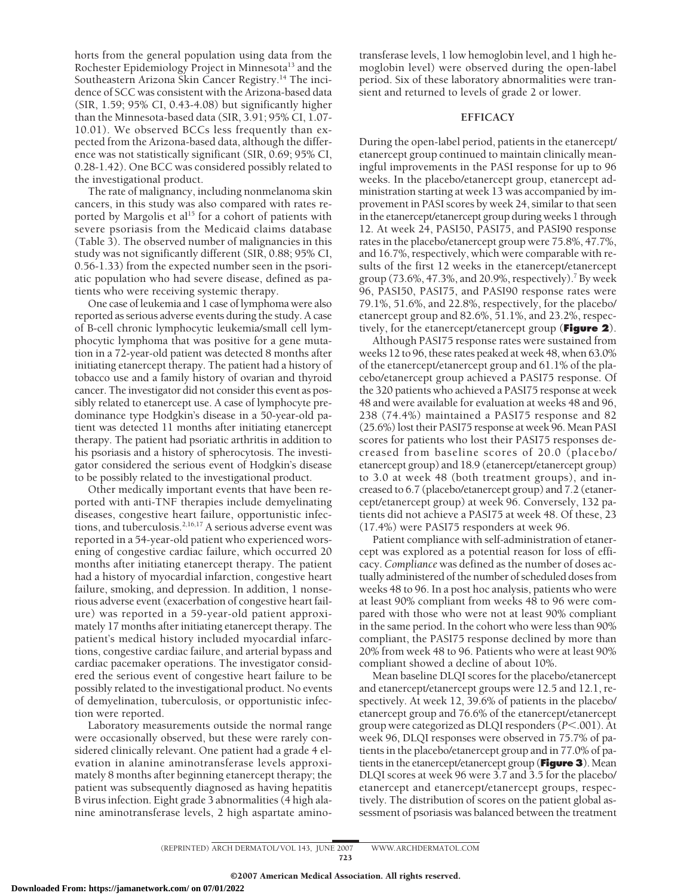horts from the general population using data from the Rochester Epidemiology Project in Minnesota[13] and the Southeastern Arizona Skin Cancer Registry.[14] The incidence of SCC was consistent with the Arizona-based data (SIR, 1.59; 95% CI, 0.43-4.08) but significantly higher than the Minnesota-based data (SIR, 3.91; 95% CI, 1.07-10.01). We observed BCCs less frequently than expected from the Arizona-based data, although the difference was not statistically significant (SIR, 0.69; 95% CI, 0.28-1.42). One BCC was considered possibly related to the investigational product.

The rate of malignancy, including nonmelanoma skin cancers, in this study was also compared with rates reported by Margolis et al[15] for a cohort of patients with severe psoriasis from the Medicaid claims database (Table 3). The observed number of malignancies in this study was not significantly different (SIR, 0.88; 95% CI, 0.56-1.33) from the expected number seen in the psoriatic population who had severe disease, defined as patients who were receiving systemic therapy.

One case of leukemia and 1 case of lymphoma were also reported as serious adverse events during the study. A case of B-cell chronic lymphocytic leukemia/small cell lymphocytic lymphoma that was positive for a gene mutation in a 72-year-old patient was detected 8 months after initiating etanercept therapy. The patient had a history of tobacco use and a family history of ovarian and thyroid cancer. The investigator did not consider this event as possibly related to etanercept use. A case of lymphocyte predominance type Hodgkin's disease in a 50-year-old patient was detected 11 months after initiating etanercept therapy. The patient had psoriatic arthritis in addition to his psoriasis and a history of spherocytosis. The investigator considered the serious event of Hodgkin's disease to be possibly related to the investigational product.

Other medically important events that have been reported with anti-TNF therapies include demyelinating diseases, congestive heart failure, opportunistic infections, and tuberculosis.[2,16,17] A serious adverse event was reported in a 54-year-old patient who experienced worsening of congestive cardiac failure, which occurred 20 months after initiating etanercept therapy. The patient had a history of myocardial infarction, congestive heart failure, smoking, and depression. In addition, 1 nonserious adverse event (exacerbation of congestive heart failure) was reported in a 59-year-old patient approximately 17 months after initiating etanercept therapy. The patient's medical history included myocardial infarctions, congestive cardiac failure, and arterial bypass and cardiac pacemaker operations. The investigator considered the serious event of congestive heart failure to be possibly related to the investigational product. No events of demyelination, tuberculosis, or opportunistic infection were reported.

Laboratory measurements outside the normal range were occasionally observed, but these were rarely considered clinically relevant. One patient had a grade 4 elevation in alanine aminotransferase levels approximately 8 months after beginning etanercept therapy; the patient was subsequently diagnosed as having hepatitis B virus infection. Eight grade 3 abnormalities (4 high alanine aminotransferase levels, 2 high aspartate aminotransferase levels, 1 low hemoglobin level, and 1 high hemoglobin level) were observed during the open-label period. Six of these laboratory abnormalities were transient and returned to levels of grade 2 or lower.

## EFFICACY

During the open-label period, patients in the etanercept/etanercept group continued to maintain clinically meaningful improvements in the PASI response for up to 96 weeks. In the placebo/etanercept group, etanercept administration starting at week 13 was accompanied by improvement in PASI scores by week 24, similar to that seen in the etanercept/etanercept group during weeks 1 through 12. At week 24, PASI50, PASI75, and PASI90 response rates in the placebo/etanercept group were 75.8%, 47.7%, and 16.7%, respectively, which were comparable with results of the first 12 weeks in the etanercept/etanercept group (73.6%, 47.3%, and 20.9%, respectively).[7] By week 96, PASI50, PASI75, and PASI90 response rates were 79.1%, 51.6%, and 22.8%, respectively, for the placebo/etanercept group and 82.6%, 51.1%, and 23.2%, respectively, for the etanercept/etanercept group (**Figure 2**).

Although PASI75 response rates were sustained from weeks 12 to 96, these rates peaked at week 48, when 63.0% of the etanercept/etanercept group and 61.1% of the placebo/etanercept group achieved a PASI75 response. Of the 320 patients who achieved a PASI75 response at week 48 and were available for evaluation at weeks 48 and 96, 238 (74.4%) maintained a PASI75 response and 82 (25.6%) lost their PASI75 response at week 96. Mean PASI scores for patients who lost their PASI75 responses decreased from baseline scores of 20.0 (placebo/etanercept group) and 18.9 (etanercept/etanercept group) to 3.0 at week 48 (both treatment groups), and increased to 6.7 (placebo/etanercept group) and 7.2 (etanercept/etanercept group) at week 96. Conversely, 132 patients did not achieve a PASI75 at week 48. Of these, 23 (17.4%) were PASI75 responders at week 96.

Patient compliance with self-administration of etanercept was explored as a potential reason for loss of efficacy. *Compliance* was defined as the number of doses actually administered of the number of scheduled doses from weeks 48 to 96. In a post hoc analysis, patients who were at least 90% compliant from weeks 48 to 96 were compared with those who were not at least 90% compliant in the same period. In the cohort who were less than 90% compliant, the PASI75 response declined by more than 20% from week 48 to 96. Patients who were at least 90% compliant showed a decline of about 10%.

Mean baseline DLQI scores for the placebo/etanercept and etanercept/etanercept groups were 12.5 and 12.1, respectively. At week 12, 39.6% of patients in the placebo/etanercept group and 76.6% of the etanercept/etanercept group were categorized as DLQI responders ($P < .001$). At week 96, DLQI responses were observed in 75.7% of patients in the placebo/etanercept group and in 77.0% of patients in the etanercept/etanercept group (**Figure 3**). Mean DLQI scores at week 96 were 3.7 and 3.5 for the placebo/etanercept and etanercept/etanercept groups, respectively. The distribution of scores on the patient global assessment of psoriasis was balanced between the treatment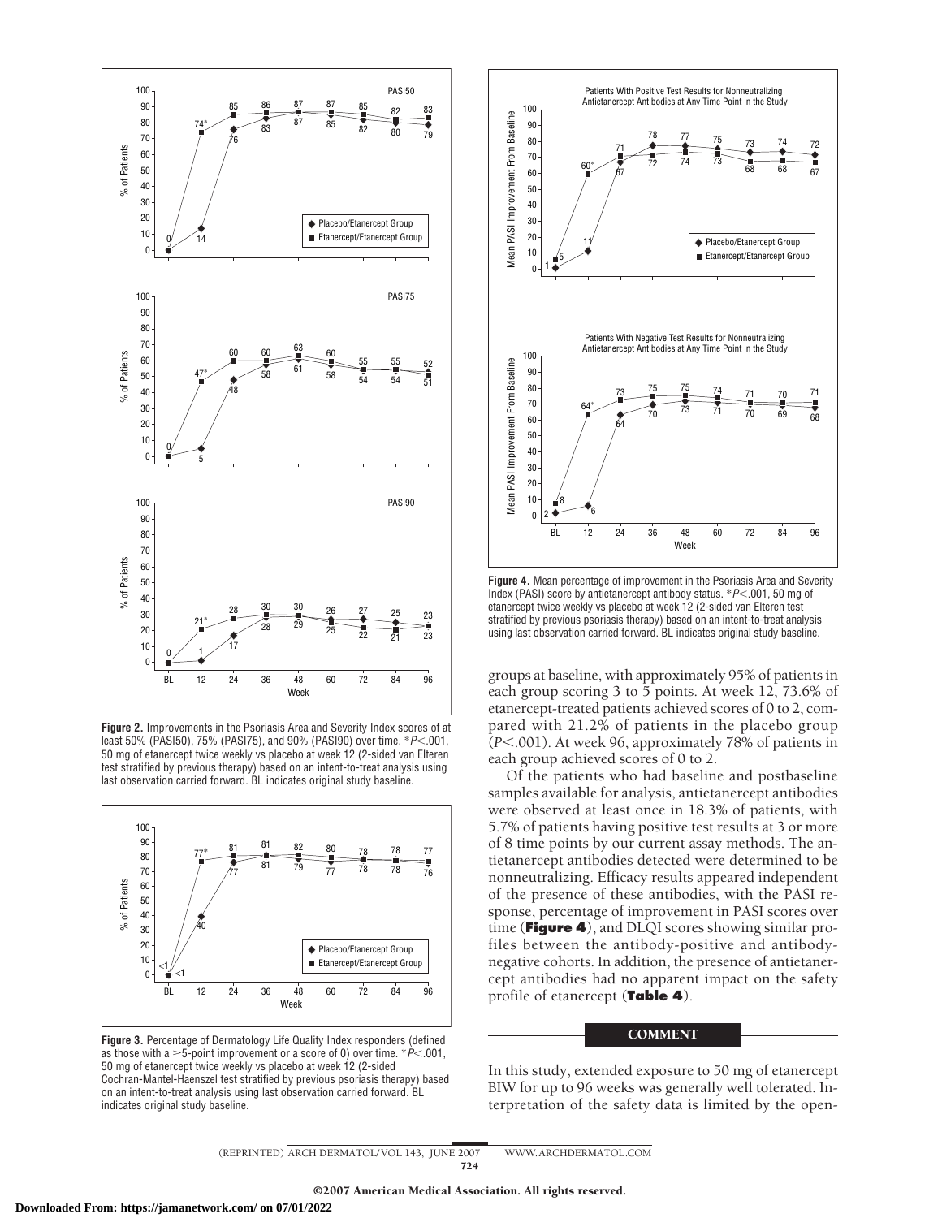**Figure 2.** Improvements in the Psoriasis Area and Severity Index scores of at least 50% (PASI50), 75% (PASI75), and 90% (PASI90) over time. *$P<.001$, 50 mg of etanercept twice weekly vs placebo at week 12 (2-sided van Elteren test stratified by previous therapy) based on an intent-to-treat analysis using last observation carried forward. BL indicates original study baseline.

**Figure 3.** Percentage of Dermatology Life Quality Index responders (defined as those with a ≥5-point improvement or a score of 0) over time. *$P<.001$, 50 mg of etanercept twice weekly vs placebo at week 12 (2-sided Cochran-Mantel-Haenszel test stratified by previous psoriasis therapy) based on an intent-to-treat analysis using last observation carried forward. BL indicates original study baseline.

**Figure 4.** Mean percentage of improvement in the Psoriasis Area and Severity Index (PASI) score by antietanercept antibody status. *$P<.001$, 50 mg of etanercept twice weekly vs placebo at week 12 (2-sided van Elteren test stratified by previous psoriasis therapy) based on an intent-to-treat analysis using last observation carried forward. BL indicates original study baseline.

groups at baseline, with approximately 95% of patients in each group scoring 3 to 5 points. At week 12, 73.6% of etanercept-treated patients achieved scores of 0 to 2, compared with 21.2% of patients in the placebo group ($P<.001$). At week 96, approximately 78% of patients in each group achieved scores of 0 to 2.

Of the patients who had baseline and postbaseline samples available for analysis, antietanercept antibodies were observed at least once in 18.3% of patients, with 5.7% of patients having positive test results at 3 or more of 8 time points by our current assay methods. The antietanercept antibodies detected were determined to be nonneutralizing. Efficacy results appeared independent of the presence of these antibodies, with the PASI response, percentage of improvement in PASI scores over time (**Figure 4**), and DLQI scores showing similar profiles between the antibody-positive and antibody-negative cohorts. In addition, the presence of antietanercept antibodies had no apparent impact on the safety profile of etanercept (**Table 4**).

## COMMENT

In this study, extended exposure to 50 mg of etanercept BIW for up to 96 weeks was generally well tolerated. Interpretation of the safety data is limited by the open-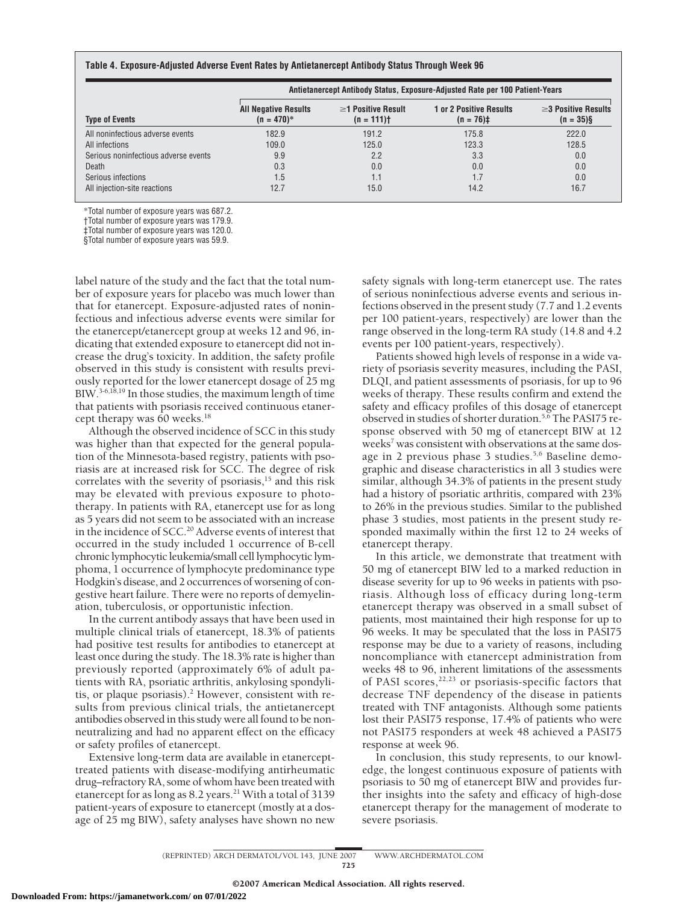**Table 4. Exposure-Adjusted Adverse Event Rates by Antietanercept Antibody Status Through Week 96**

| | Antietanercept Antibody Status, Exposure-Adjusted Rate per 100 Patient-Years | | | |
|---|---|---|---|---|
| **Type of Events** | **All Negative Results (n = 470)*** | **≥1 Positive Result (n = 111)†** | **1 or 2 Positive Results (n = 76)‡** | **≥3 Positive Results (n = 35)§** |
| All noninfectious adverse events | 182.9 | 191.2 | 175.8 | 222.0 |
| All infections | 109.0 | 125.0 | 123.3 | 128.5 |
| Serious noninfectious adverse events | 9.9 | 2.2 | 3.3 | 0.0 |
| Death | 0.3 | 0.0 | 0.0 | 0.0 |
| Serious infections | 1.5 | 1.1 | 1.7 | 0.0 |
| All injection-site reactions | 12.7 | 15.0 | 14.2 | 16.7 |

*Total number of exposure years was 687.2.
†Total number of exposure years was 179.9.
‡Total number of exposure years was 120.0.
§Total number of exposure years was 59.9.

label nature of the study and the fact that the total number of exposure years for placebo was much lower than that for etanercept. Exposure-adjusted rates of noninfectious and infectious adverse events were similar for the etanercept/etanercept group at weeks 12 and 96, indicating that extended exposure to etanercept did not increase the drug's toxicity. In addition, the safety profile observed in this study is consistent with results previously reported for the lower etanercept dosage of 25 mg BIW.[3-6,18,19] In those studies, the maximum length of time that patients with psoriasis received continuous etanercept therapy was 60 weeks.[18]

Although the observed incidence of SCC in this study was higher than that expected for the general population of the Minnesota-based registry, patients with psoriasis are at increased risk for SCC. The degree of risk correlates with the severity of psoriasis,[15] and this risk may be elevated with previous exposure to phototherapy. In patients with RA, etanercept use for as long as 5 years did not seem to be associated with an increase in the incidence of SCC.[20] Adverse events of interest that occurred in the study included 1 occurrence of B-cell chronic lymphocytic leukemia/small cell lymphocytic lymphoma, 1 occurrence of lymphocyte predominance type Hodgkin's disease, and 2 occurrences of worsening of congestive heart failure. There were no reports of demyelination, tuberculosis, or opportunistic infection.

In the current antibody assays that have been used in multiple clinical trials of etanercept, 18.3% of patients had positive test results for antibodies to etanercept at least once during the study. The 18.3% rate is higher than previously reported (approximately 6% of adult patients with RA, psoriatic arthritis, ankylosing spondylitis, or plaque psoriasis).[2] However, consistent with results from previous clinical trials, the antietanercept antibodies observed in this study were all found to be nonneutralizing and had no apparent effect on the efficacy or safety profiles of etanercept.

Extensive long-term data are available in etanercept-treated patients with disease-modifying antirheumatic drug–refractory RA, some of whom have been treated with etanercept for as long as 8.2 years.[21] With a total of 3139 patient-years of exposure to etanercept (mostly at a dosage of 25 mg BIW), safety analyses have shown no new safety signals with long-term etanercept use. The rates of serious noninfectious adverse events and serious infections observed in the present study (7.7 and 1.2 events per 100 patient-years, respectively) are lower than the range observed in the long-term RA study (14.8 and 4.2 events per 100 patient-years, respectively).

Patients showed high levels of response in a wide variety of psoriasis severity measures, including the PASI, DLQI, and patient assessments of psoriasis, for up to 96 weeks of therapy. These results confirm and extend the safety and efficacy profiles of this dosage of etanercept observed in studies of shorter duration.[5,6] The PASI75 response observed with 50 mg of etanercept BIW at 12 weeks[7] was consistent with observations at the same dosage in 2 previous phase 3 studies.[5,6] Baseline demographic and disease characteristics in all 3 studies were similar, although 34.3% of patients in the present study had a history of psoriatic arthritis, compared with 23% to 26% in the previous studies. Similar to the published phase 3 studies, most patients in the present study responded maximally within the first 12 to 24 weeks of etanercept therapy.

In this article, we demonstrate that treatment with 50 mg of etanercept BIW led to a marked reduction in disease severity for up to 96 weeks in patients with psoriasis. Although loss of efficacy during long-term etanercept therapy was observed in a small subset of patients, most maintained their high response for up to 96 weeks. It may be speculated that the loss in PASI75 response may be due to a variety of reasons, including noncompliance with etanercept administration from weeks 48 to 96, inherent limitations of the assessments of PASI scores,[22,23] or psoriasis-specific factors that decrease TNF dependency of the disease in patients treated with TNF antagonists. Although some patients lost their PASI75 response, 17.4% of patients who were not PASI75 responders at week 48 achieved a PASI75 response at week 96.

In conclusion, this study represents, to our knowledge, the longest continuous exposure of patients with psoriasis to 50 mg of etanercept BIW and provides further insights into the safety and efficacy of high-dose etanercept therapy for the management of moderate to severe psoriasis.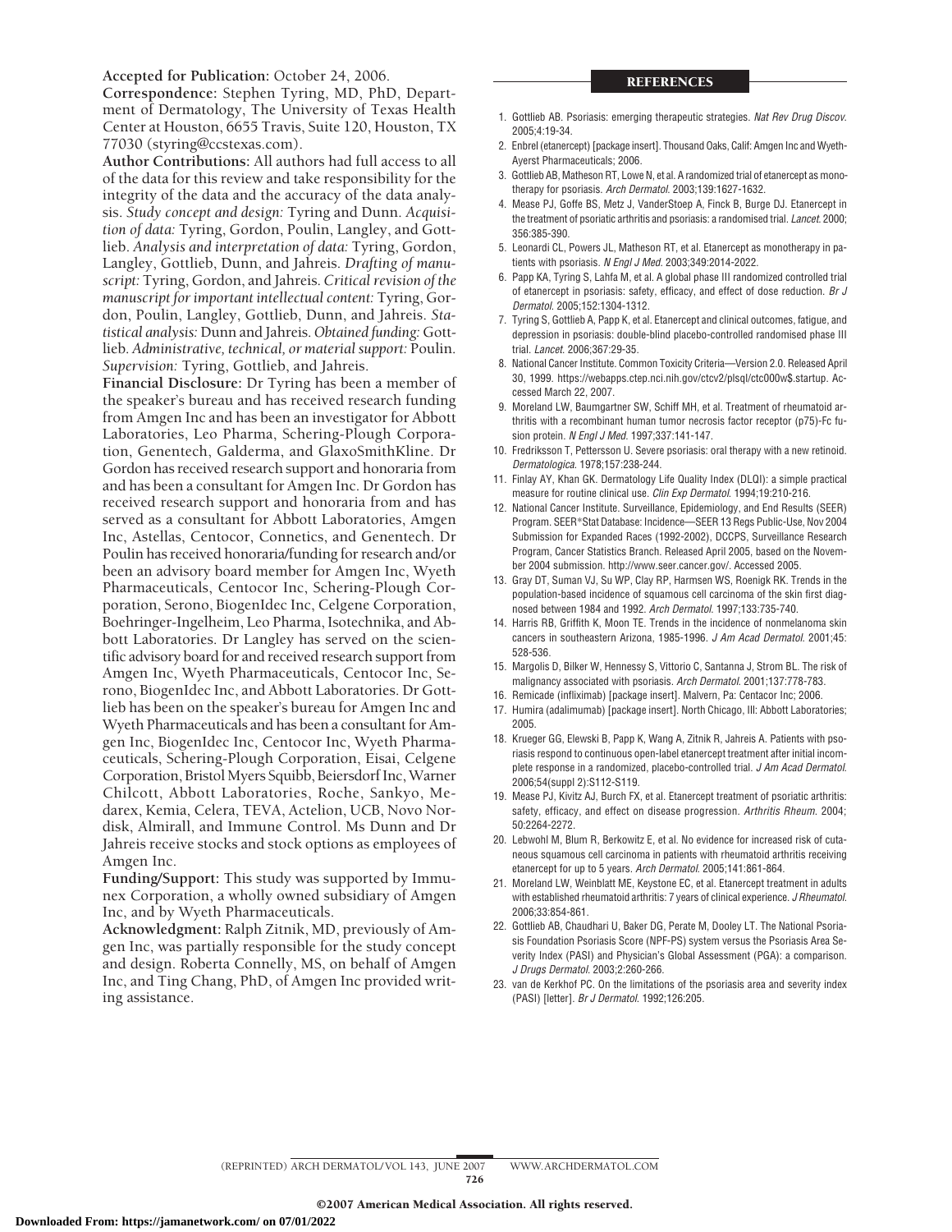**Accepted for Publication:** October 24, 2006.

**Correspondence:** Stephen Tyring, MD, PhD, Department of Dermatology, The University of Texas Health Center at Houston, 6655 Travis, Suite 120, Houston, TX 77030 (styring@ccstexas.com).

**Author Contributions:** All authors had full access to all of the data for this review and take responsibility for the integrity of the data and the accuracy of the data analysis. *Study concept and design:* Tyring and Dunn. *Acquisition of data:* Tyring, Gordon, Poulin, Langley, and Gottlieb. *Analysis and interpretation of data:* Tyring, Gordon, Langley, Gottlieb, Dunn, and Jahreis. *Drafting of manuscript:* Tyring, Gordon, and Jahreis. *Critical revision of the manuscript for important intellectual content:* Tyring, Gordon, Poulin, Langley, Gottlieb, Dunn, and Jahreis. *Statistical analysis:* Dunn and Jahreis. *Obtained funding:* Gottlieb. *Administrative, technical, or material support:* Poulin. *Supervision:* Tyring, Gottlieb, and Jahreis.

**Financial Disclosure:** Dr Tyring has been a member of the speaker's bureau and has received research funding from Amgen Inc and has been an investigator for Abbott Laboratories, Leo Pharma, Schering-Plough Corporation, Genentech, Galderma, and GlaxoSmithKline. Dr Gordon has received research support and honoraria from and has been a consultant for Amgen Inc. Dr Gordon has received research support and honoraria from and has served as a consultant for Abbott Laboratories, Amgen Inc, Astellas, Centocor, Connetics, and Genentech. Dr Poulin has received honoraria/funding for research and/or been an advisory board member for Amgen Inc, Wyeth Pharmaceuticals, Centocor Inc, Schering-Plough Corporation, Serono, BiogenIdec Inc, Celgene Corporation, Boehringer-Ingelheim, Leo Pharma, Isotechnika, and Abbott Laboratories. Dr Langley has served on the scientific advisory board for and received research support from Amgen Inc, Wyeth Pharmaceuticals, Centocor Inc, Serono, BiogenIdec Inc, and Abbott Laboratories. Dr Gottlieb has been on the speaker's bureau for Amgen Inc and Wyeth Pharmaceuticals and has been a consultant for Amgen Inc, BiogenIdec Inc, Centocor Inc, Wyeth Pharmaceuticals, Schering-Plough Corporation, Eisai, Celgene Corporation, Bristol Myers Squibb, Beiersdorf Inc, Warner Chilcott, Abbott Laboratories, Roche, Sankyo, Medarex, Kemia, Celera, TEVA, Actelion, UCB, Novo Nordisk, Almirall, and Immune Control. Ms Dunn and Dr Jahreis receive stocks and stock options as employees of Amgen Inc.

**Funding/Support:** This study was supported by Immunex Corporation, a wholly owned subsidiary of Amgen Inc, and by Wyeth Pharmaceuticals.

**Acknowledgment:** Ralph Zitnik, MD, previously of Amgen Inc, was partially responsible for the study concept and design. Roberta Connelly, MS, on behalf of Amgen Inc, and Ting Chang, PhD, of Amgen Inc provided writing assistance.

## REFERENCES

1. Gottlieb AB. Psoriasis: emerging therapeutic strategies. *Nat Rev Drug Discov*. 2005;4:19-34.
2. Enbrel (etanercept) [package insert]. Thousand Oaks, Calif: Amgen Inc and Wyeth-Ayerst Pharmaceuticals; 2006.
3. Gottlieb AB, Matheson RT, Lowe N, et al. A randomized trial of etanercept as monotherapy for psoriasis. *Arch Dermatol*. 2003;139:1627-1632.
4. Mease PJ, Goffe BS, Metz J, VanderStoep A, Finck B, Burge DJ. Etanercept in the treatment of psoriatic arthritis and psoriasis: a randomised trial. *Lancet*. 2000; 356:385-390.
5. Leonardi CL, Powers JL, Matheson RT, et al. Etanercept as monotherapy in patients with psoriasis. *N Engl J Med*. 2003;349:2014-2022.
6. Papp KA, Tyring S, Lahfa M, et al. A global phase III randomized controlled trial of etanercept in psoriasis: safety, efficacy, and effect of dose reduction. *Br J Dermatol*. 2005;152:1304-1312.
7. Tyring S, Gottlieb A, Papp K, et al. Etanercept and clinical outcomes, fatigue, and depression in psoriasis: double-blind placebo-controlled randomised phase III trial. *Lancet*. 2006;367:29-35.
8. National Cancer Institute. Common Toxicity Criteria—Version 2.0. Released April 30, 1999. https://webapps.ctep.nci.nih.gov/ctcv2/plsql/ctc000w$.startup. Accessed March 22, 2007.
9. Moreland LW, Baumgartner SW, Schiff MH, et al. Treatment of rheumatoid arthritis with a recombinant human tumor necrosis factor receptor (p75)-Fc fusion protein. *N Engl J Med*. 1997;337:141-147.
10. Fredriksson T, Pettersson U. Severe psoriasis: oral therapy with a new retinoid. *Dermatologica*. 1978;157:238-244.
11. Finlay AY, Khan GK. Dermatology Life Quality Index (DLQI): a simple practical measure for routine clinical use. *Clin Exp Dermatol*. 1994;19:210-216.
12. National Cancer Institute. Surveillance, Epidemiology, and End Results (SEER) Program. SEER*Stat Database: Incidence—SEER 13 Regs Public-Use, Nov 2004 Submission for Expanded Races (1992-2002), DCCPS, Surveillance Research Program, Cancer Statistics Branch. Released April 2005, based on the November 2004 submission. http://www.seer.cancer.gov/. Accessed 2005.
13. Gray DT, Suman VJ, Su WP, Clay RP, Harmsen WS, Roenigk RK. Trends in the population-based incidence of squamous cell carcinoma of the skin first diagnosed between 1984 and 1992. *Arch Dermatol*. 1997;133:735-740.
14. Harris RB, Griffith K, Moon TE. Trends in the incidence of nonmelanoma skin cancers in southeastern Arizona, 1985-1996. *J Am Acad Dermatol*. 2001;45: 528-536.
15. Margolis D, Bilker W, Hennessy S, Vittorio C, Santanna J, Strom BL. The risk of malignancy associated with psoriasis. *Arch Dermatol*. 2001;137:778-783.
16. Remicade (infliximab) [package insert]. Malvern, Pa: Centacor Inc; 2006.
17. Humira (adalimumab) [package insert]. North Chicago, Ill: Abbott Laboratories; 2005.
18. Krueger GG, Elewski B, Papp K, Wang A, Zitnik R, Jahreis A. Patients with psoriasis respond to continuous open-label etanercept treatment after initial incomplete response in a randomized, placebo-controlled trial. *J Am Acad Dermatol*. 2006;54(suppl 2):S112-S119.
19. Mease PJ, Kivitz AJ, Burch FX, et al. Etanercept treatment of psoriatic arthritis: safety, efficacy, and effect on disease progression. *Arthritis Rheum*. 2004; 50:2264-2272.
20. Lebwohl M, Blum R, Berkowitz E, et al. No evidence for increased risk of cutaneous squamous cell carcinoma in patients with rheumatoid arthritis receiving etanercept for up to 5 years. *Arch Dermatol*. 2005;141:861-864.
21. Moreland LW, Weinblatt ME, Keystone EC, et al. Etanercept treatment in adults with established rheumatoid arthritis: 7 years of clinical experience. *J Rheumatol*. 2006;33:854-861.
22. Gottlieb AB, Chaudhari U, Baker DG, Perate M, Dooley LT. The National Psoriasis Foundation Psoriasis Score (NPF-PS) system versus the Psoriasis Area Severity Index (PASI) and Physician's Global Assessment (PGA): a comparison. *J Drugs Dermatol*. 2003;2:260-266.
23. van de Kerkhof PC. On the limitations of the psoriasis area and severity index (PASI) [letter]. *Br J Dermatol*. 1992;126:205.